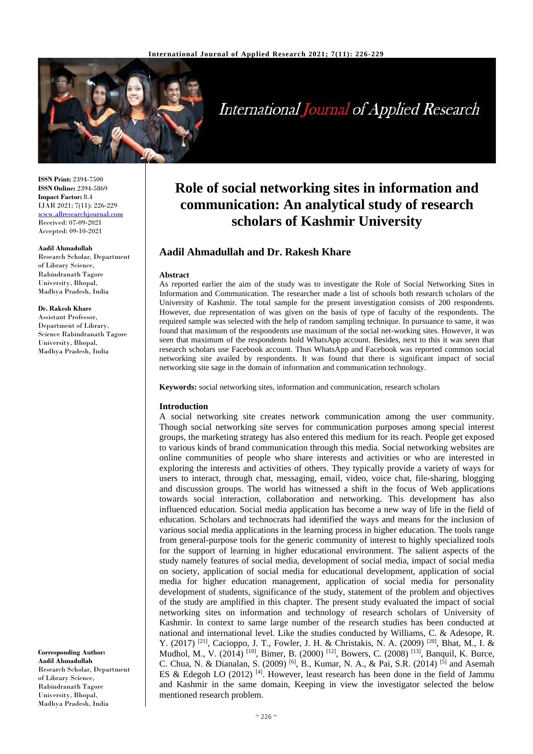# Role of social networking sites in information and communication: An analytical study of research scholars of Kashmir University

## Aadil Ahmadullah and Dr. Rakesh Khare

**ISSN Print:** 2394-7500
**ISSN Online:** 2394-5869
**Impact Factor:** 8.4
IJAR 2021; 7(11): 226-229
www.allresearchjournal.com
Received: 07-09-2021
Accepted: 09-10-2021

**Aadil Ahmadullah**
Research Scholar, Department of Library Science, Rabindranath Tagore University, Bhopal, Madhya Pradesh, India

**Dr. Rakesh Khare**
Assistant Professor, Department of Library, Science Rabindranath Tagore University, Bhopal, Madhya Pradesh, India

**Corresponding Author:**
**Aadil Ahmadullah**
Research Scholar, Department of Library Science, Rabindranath Tagore University, Bhopal, Madhya Pradesh, India

### Abstract

As reported earlier the aim of the study was to investigate the Role of Social Networking Sites in Information and Communication. The researcher made a list of schools both research scholars of the University of Kashmir. The total sample for the present investigation consists of 200 respondents. However, due representation of was given on the basis of type of faculty of the respondents. The required sample was selected with the help of random sampling technique. In pursuance to same, it was found that maximum of the respondents use maximum of the social net-working sites. However, it was seen that maximum of the respondents hold WhatsApp account. Besides, next to this it was seen that research scholars use Facebook account. Thus WhatsApp and Facebook was reported common social networking site availed by respondents. It was found that there is significant impact of social networking site sage in the domain of information and communication technology.

**Keywords:** social networking sites, information and communication, research scholars

### Introduction

A social networking site creates network communication among the user community. Though social networking site serves for communication purposes among special interest groups, the marketing strategy has also entered this medium for its reach. People get exposed to various kinds of brand communication through this media. Social networking websites are online communities of people who share interests and activities or who are interested in exploring the interests and activities of others. They typically provide a variety of ways for users to interact, through chat, messaging, email, video, voice chat, file-sharing, blogging and discussion groups. The world has witnessed a shift in the focus of Web applications towards social interaction, collaboration and networking. This development has also influenced education. Social media application has become a new way of life in the field of education. Scholars and technocrats had identified the ways and means for the inclusion of various social media applications in the learning process in higher education. The tools range from general-purpose tools for the generic community of interest to highly specialized tools for the support of learning in higher educational environment. The salient aspects of the study namely features of social media, development of social media, impact of social media on society, application of social media for educational development, application of social media for higher education management, application of social media for personality development of students, significance of the study, statement of the problem and objectives of the study are amplified in this chapter. The present study evaluated the impact of social networking sites on information and technology of research scholars of University of Kashmir. In context to same large number of the research studies has been conducted at national and international level. Like the studies conducted by Williams, C. & Adesope, R. Y. (2017) [21], Cacioppo, J. T., Fowler, J. H. & Christakis, N. A. (2009) [20], Bhat, M., I. & Mudhol, M., V. (2014) [10], Bimer, B. (2000) [12], Bowers, C. (2008) [13], Banquil, K. Burce, C. Chua, N. & Dianalan, S. (2009) [6], B., Kumar, N. A., & Pai, S.R. (2014) [5] and Asemah ES & Edegoh LO (2012) [4]. However, least research has been done in the field of Jammu and Kashmir in the same domain, Keeping in view the investigator selected the below mentioned research problem.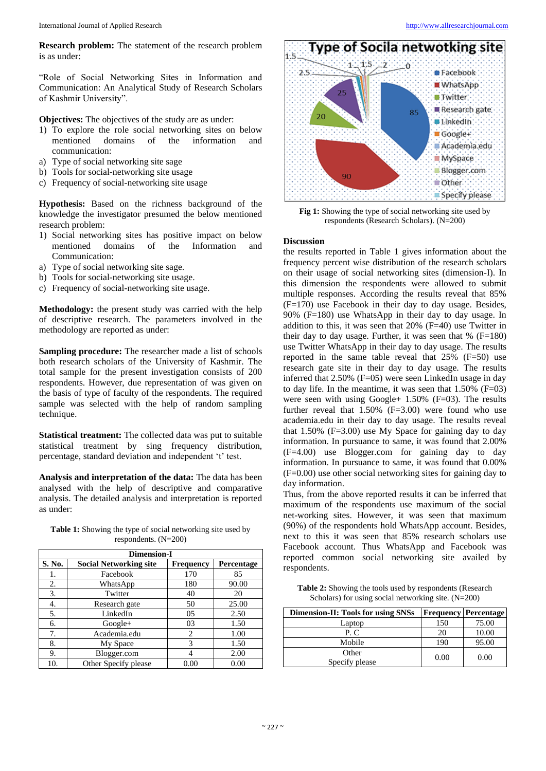**Research problem:** The statement of the research problem is as under:

"Role of Social Networking Sites in Information and Communication: An Analytical Study of Research Scholars of Kashmir University".

**Objectives:** The objectives of the study are as under:

1) To explore the role social networking sites on below mentioned domains of the information and communication:

a) Type of social networking site sage
b) Tools for social-networking site usage
c) Frequency of social-networking site usage

**Hypothesis:** Based on the richness background of the knowledge the investigator presumed the below mentioned research problem:

1) Social networking sites has positive impact on below mentioned domains of the Information and Communication:

a) Type of social networking site sage.
b) Tools for social-networking site usage.
c) Frequency of social-networking site usage.

**Methodology:** the present study was carried with the help of descriptive research. The parameters involved in the methodology are reported as under:

**Sampling procedure:** The researcher made a list of schools both research scholars of the University of Kashmir. The total sample for the present investigation consists of 200 respondents. However, due representation of was given on the basis of type of faculty of the respondents. The required sample was selected with the help of random sampling technique.

**Statistical treatment:** The collected data was put to suitable statistical treatment by sing frequency distribution, percentage, standard deviation and independent 't' test.

**Analysis and interpretation of the data:** The data has been analysed with the help of descriptive and comparative analysis. The detailed analysis and interpretation is reported as under:

**Table 1:** Showing the type of social networking site used by respondents. (N=200)

| Dimension-I | | | |
|---|---|---|---|
| **S. No.** | **Social Networking site** | **Frequency** | **Percentage** |
| 1. | Facebook | 170 | 85 |
| 2. | WhatsApp | 180 | 90.00 |
| 3. | Twitter | 40 | 20 |
| 4. | Research gate | 50 | 25.00 |
| 5. | LinkedIn | 05 | 2.50 |
| 6. | Google+ | 03 | 1.50 |
| 7. | Academia.edu | 2 | 1.00 |
| 8. | My Space | 3 | 1.50 |
| 9. | Blogger.com | 4 | 2.00 |
| 10. | Other Specify please | 0.00 | 0.00 |

**Fig 1:** Showing the type of social networking site used by respondents (Research Scholars). (N=200)

**Discussion**

the results reported in Table 1 gives information about the frequency percent wise distribution of the research scholars on their usage of social networking sites (dimension-I). In this dimension the respondents were allowed to submit multiple responses. According the results reveal that 85% (F=170) use Facebook in their day to day usage. Besides, 90% (F=180) use WhatsApp in their day to day usage. In addition to this, it was seen that 20% (F=40) use Twitter in their day to day usage. Further, it was seen that % (F=180) use Twitter WhatsApp in their day to day usage. The results reported in the same table reveal that 25% (F=50) use research gate site in their day to day usage. The results inferred that 2.50% (F=05) were seen LinkedIn usage in day to day life. In the meantime, it was seen that 1.50% (F=03) were seen with using Google+ 1.50% (F=03). The results further reveal that 1.50% (F=3.00) were found who use academia.edu in their day to day usage. The results reveal that 1.50% (F=3.00) use My Space for gaining day to day information. In pursuance to same, it was found that 2.00% (F=4.00) use Blogger.com for gaining day to day information. In pursuance to same, it was found that 0.00% (F=0.00) use other social networking sites for gaining day to day information.

Thus, from the above reported results it can be inferred that maximum of the respondents use maximum of the social net-working sites. However, it was seen that maximum (90%) of the respondents hold WhatsApp account. Besides, next to this it was seen that 85% research scholars use Facebook account. Thus WhatsApp and Facebook was reported common social networking site availed by respondents.

**Table 2:** Showing the tools used by respondents (Research Scholars) for using social networking site. (N=200)

| Dimension-II: Tools for using SNSs | Frequency | Percentage |
|---|---|---|
| Laptop | 150 | 75.00 |
| P. C | 20 | 10.00 |
| Mobile | 190 | 95.00 |
| Other Specify please | 0.00 | 0.00 |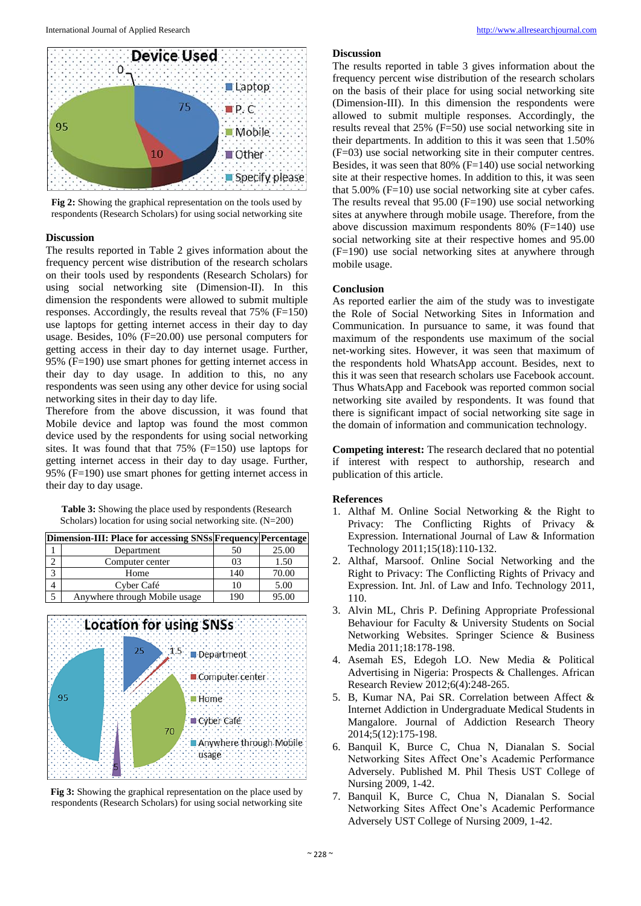**Fig 2:** Showing the graphical representation on the tools used by respondents (Research Scholars) for using social networking site

## Discussion

The results reported in Table 2 gives information about the frequency percent wise distribution of the research scholars on their tools used by respondents (Research Scholars) for using social networking site (Dimension-II). In this dimension the respondents were allowed to submit multiple responses. Accordingly, the results reveal that 75% (F=150) use laptops for getting internet access in their day to day usage. Besides, 10% (F=20.00) use personal computers for getting access in their day to day internet usage. Further, 95% (F=190) use smart phones for getting internet access in their day to day usage. In addition to this, no any respondents was seen using any other device for using social networking sites in their day to day life.

Therefore from the above discussion, it was found that Mobile device and laptop was found the most common device used by the respondents for using social networking sites. It was found that that 75% (F=150) use laptops for getting internet access in their day to day usage. Further, 95% (F=190) use smart phones for getting internet access in their day to day usage.

**Table 3:** Showing the place used by respondents (Research Scholars) location for using social networking site. (N=200)

| | Dimension-III: Place for accessing SNSs | Frequency | Percentage |
|---|---|---|---|
| 1 | Department | 50 | 25.00 |
| 2 | Computer center | 03 | 1.50 |
| 3 | Home | 140 | 70.00 |
| 4 | Cyber Café | 10 | 5.00 |
| 5 | Anywhere through Mobile usage | 190 | 95.00 |

**Fig 3:** Showing the graphical representation on the place used by respondents (Research Scholars) for using social networking site

## Discussion

The results reported in table 3 gives information about the frequency percent wise distribution of the research scholars on the basis of their place for using social networking site (Dimension-III). In this dimension the respondents were allowed to submit multiple responses. Accordingly, the results reveal that 25% (F=50) use social networking site in their departments. In addition to this it was seen that 1.50% (F=03) use social networking site in their computer centres. Besides, it was seen that 80% (F=140) use social networking site at their respective homes. In addition to this, it was seen that 5.00% (F=10) use social networking site at cyber cafes. The results reveal that 95.00 (F=190) use social networking sites at anywhere through mobile usage. Therefore, from the above discussion maximum respondents 80% (F=140) use social networking site at their respective homes and 95.00 (F=190) use social networking sites at anywhere through mobile usage.

## Conclusion

As reported earlier the aim of the study was to investigate the Role of Social Networking Sites in Information and Communication. In pursuance to same, it was found that maximum of the respondents use maximum of the social net-working sites. However, it was seen that maximum of the respondents hold WhatsApp account. Besides, next to this it was seen that research scholars use Facebook account. Thus WhatsApp and Facebook was reported common social networking site availed by respondents. It was found that there is significant impact of social networking site sage in the domain of information and communication technology.

**Competing interest:** The research declared that no potential if interest with respect to authorship, research and publication of this article.

## References

1. Althaf M. Online Social Networking & the Right to Privacy: The Conflicting Rights of Privacy & Expression. International Journal of Law & Information Technology 2011;15(18):110-132.
2. Althaf, Marsoof. Online Social Networking and the Right to Privacy: The Conflicting Rights of Privacy and Expression. Int. Jnl. of Law and Info. Technology 2011, 110.
3. Alvin ML, Chris P. Defining Appropriate Professional Behaviour for Faculty & University Students on Social Networking Websites. Springer Science & Business Media 2011;18:178-198.
4. Asemah ES, Edegoh LO. New Media & Political Advertising in Nigeria: Prospects & Challenges. African Research Review 2012;6(4):248-265.
5. B, Kumar NA, Pai SR. Correlation between Affect & Internet Addiction in Undergraduate Medical Students in Mangalore. Journal of Addiction Research Theory 2014;5(12):175-198.
6. Banquil K, Burce C, Chua N, Dianalan S. Social Networking Sites Affect One's Academic Performance Adversely. Published M. Phil Thesis UST College of Nursing 2009, 1-42.
7. Banquil K, Burce C, Chua N, Dianalan S. Social Networking Sites Affect One's Academic Performance Adversely UST College of Nursing 2009, 1-42.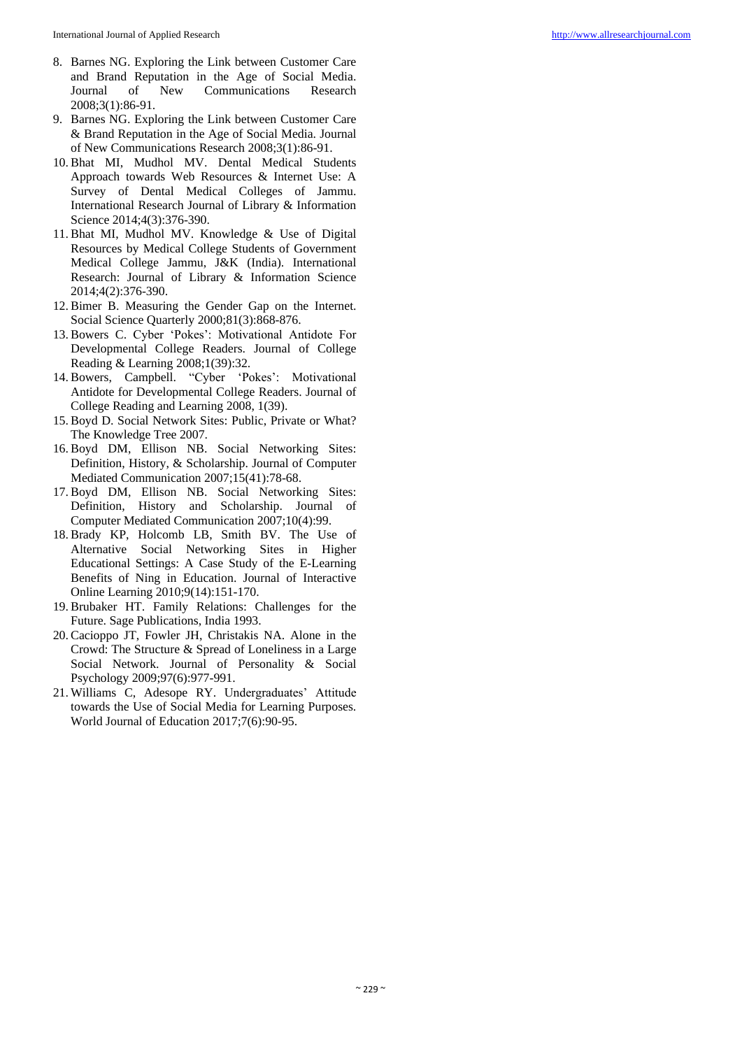8. Barnes NG. Exploring the Link between Customer Care and Brand Reputation in the Age of Social Media. Journal of New Communications Research 2008;3(1):86-91.
9. Barnes NG. Exploring the Link between Customer Care & Brand Reputation in the Age of Social Media. Journal of New Communications Research 2008;3(1):86-91.
10. Bhat MI, Mudhol MV. Dental Medical Students Approach towards Web Resources & Internet Use: A Survey of Dental Medical Colleges of Jammu. International Research Journal of Library & Information Science 2014;4(3):376-390.
11. Bhat MI, Mudhol MV. Knowledge & Use of Digital Resources by Medical College Students of Government Medical College Jammu, J&K (India). International Research: Journal of Library & Information Science 2014;4(2):376-390.
12. Bimer B. Measuring the Gender Gap on the Internet. Social Science Quarterly 2000;81(3):868-876.
13. Bowers C. Cyber 'Pokes': Motivational Antidote For Developmental College Readers. Journal of College Reading & Learning 2008;1(39):32.
14. Bowers, Campbell. "Cyber 'Pokes': Motivational Antidote for Developmental College Readers. Journal of College Reading and Learning 2008, 1(39).
15. Boyd D. Social Network Sites: Public, Private or What? The Knowledge Tree 2007.
16. Boyd DM, Ellison NB. Social Networking Sites: Definition, History, & Scholarship. Journal of Computer Mediated Communication 2007;15(41):78-68.
17. Boyd DM, Ellison NB. Social Networking Sites: Definition, History and Scholarship. Journal of Computer Mediated Communication 2007;10(4):99.
18. Brady KP, Holcomb LB, Smith BV. The Use of Alternative Social Networking Sites in Higher Educational Settings: A Case Study of the E-Learning Benefits of Ning in Education. Journal of Interactive Online Learning 2010;9(14):151-170.
19. Brubaker HT. Family Relations: Challenges for the Future. Sage Publications, India 1993.
20. Cacioppo JT, Fowler JH, Christakis NA. Alone in the Crowd: The Structure & Spread of Loneliness in a Large Social Network. Journal of Personality & Social Psychology 2009;97(6):977-991.
21. Williams C, Adesope RY. Undergraduates' Attitude towards the Use of Social Media for Learning Purposes. World Journal of Education 2017;7(6):90-95.